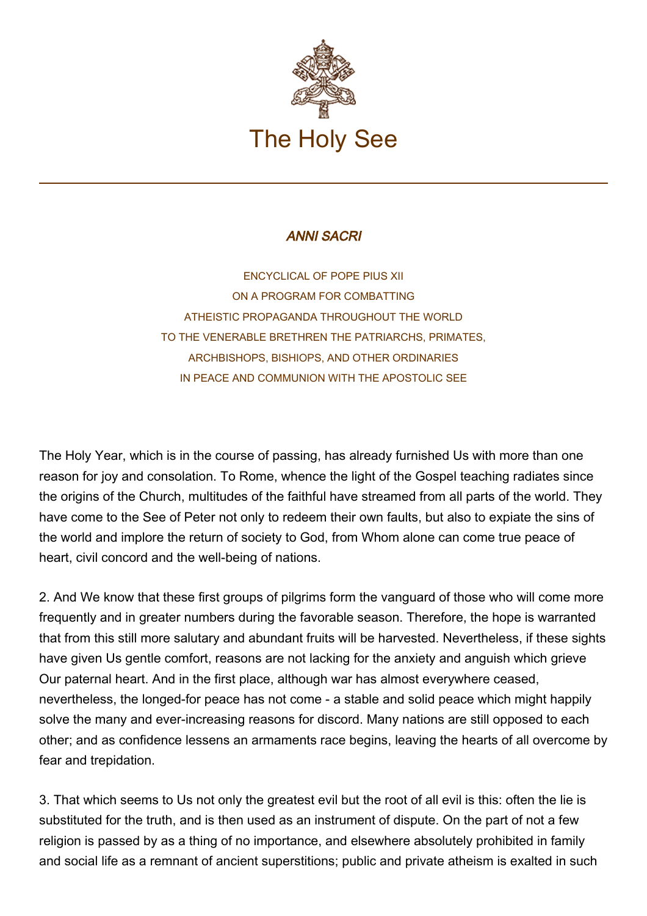# The Holy See

## *ANNI SACRI*

ENCYCLICAL OF POPE PIUS XII
ON A PROGRAM FOR COMBATTING
ATHEISTIC PROPAGANDA THROUGHOUT THE WORLD
TO THE VENERABLE BRETHREN THE PATRIARCHS, PRIMATES,
ARCHBISHOPS, BISHIOPS, AND OTHER ORDINARIES
IN PEACE AND COMMUNION WITH THE APOSTOLIC SEE

The Holy Year, which is in the course of passing, has already furnished Us with more than one reason for joy and consolation. To Rome, whence the light of the Gospel teaching radiates since the origins of the Church, multitudes of the faithful have streamed from all parts of the world. They have come to the See of Peter not only to redeem their own faults, but also to expiate the sins of the world and implore the return of society to God, from Whom alone can come true peace of heart, civil concord and the well-being of nations.

2. And We know that these first groups of pilgrims form the vanguard of those who will come more frequently and in greater numbers during the favorable season. Therefore, the hope is warranted that from this still more salutary and abundant fruits will be harvested. Nevertheless, if these sights have given Us gentle comfort, reasons are not lacking for the anxiety and anguish which grieve Our paternal heart. And in the first place, although war has almost everywhere ceased, nevertheless, the longed-for peace has not come - a stable and solid peace which might happily solve the many and ever-increasing reasons for discord. Many nations are still opposed to each other; and as confidence lessens an armaments race begins, leaving the hearts of all overcome by fear and trepidation.

3. That which seems to Us not only the greatest evil but the root of all evil is this: often the lie is substituted for the truth, and is then used as an instrument of dispute. On the part of not a few religion is passed by as a thing of no importance, and elsewhere absolutely prohibited in family and social life as a remnant of ancient superstitions; public and private atheism is exalted in such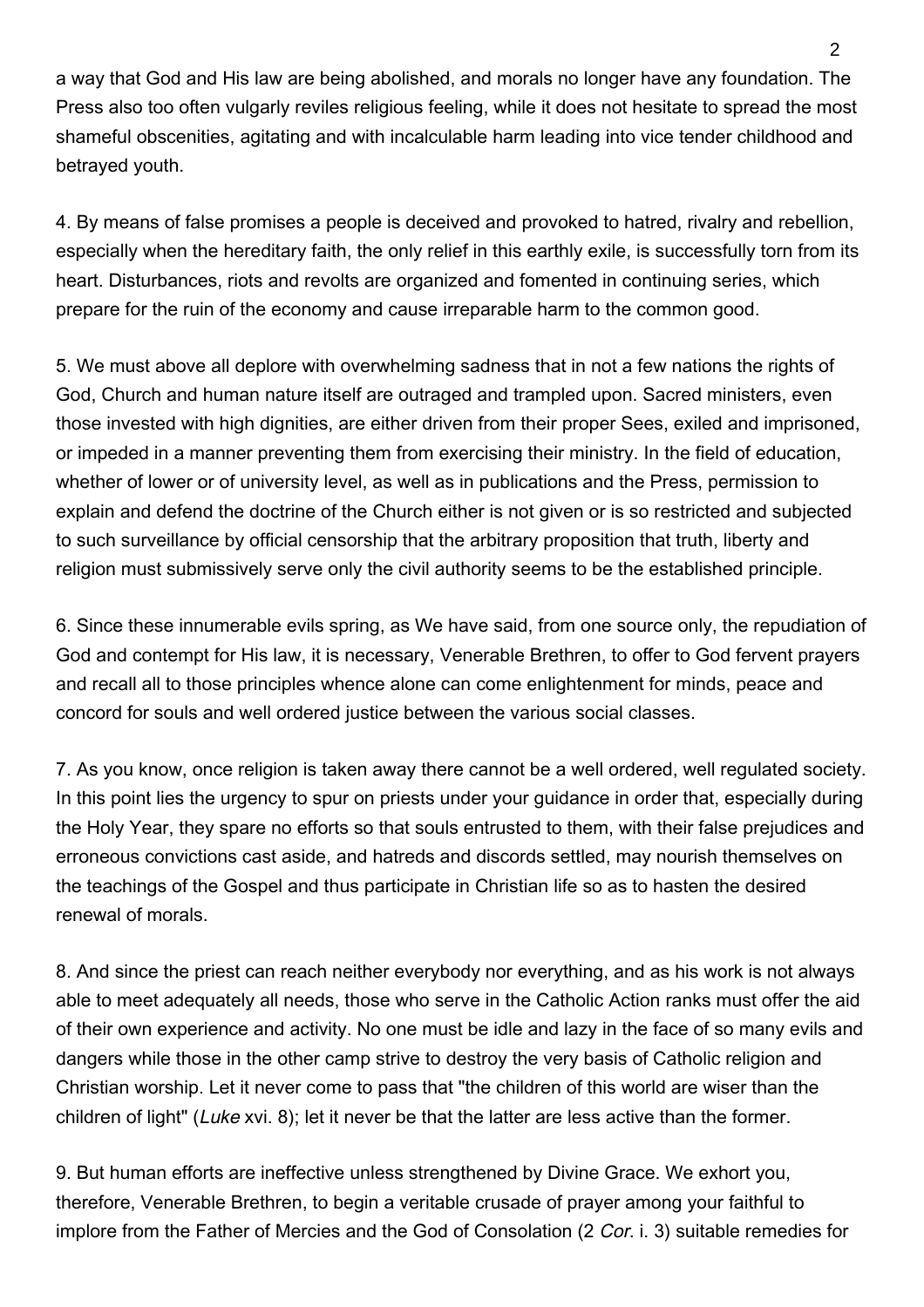a way that God and His law are being abolished, and morals no longer have any foundation. The Press also too often vulgarly reviles religious feeling, while it does not hesitate to spread the most shameful obscenities, agitating and with incalculable harm leading into vice tender childhood and betrayed youth.

4. By means of false promises a people is deceived and provoked to hatred, rivalry and rebellion, especially when the hereditary faith, the only relief in this earthly exile, is successfully torn from its heart. Disturbances, riots and revolts are organized and fomented in continuing series, which prepare for the ruin of the economy and cause irreparable harm to the common good.

5. We must above all deplore with overwhelming sadness that in not a few nations the rights of God, Church and human nature itself are outraged and trampled upon. Sacred ministers, even those invested with high dignities, are either driven from their proper Sees, exiled and imprisoned, or impeded in a manner preventing them from exercising their ministry. In the field of education, whether of lower or of university level, as well as in publications and the Press, permission to explain and defend the doctrine of the Church either is not given or is so restricted and subjected to such surveillance by official censorship that the arbitrary proposition that truth, liberty and religion must submissively serve only the civil authority seems to be the established principle.

6. Since these innumerable evils spring, as We have said, from one source only, the repudiation of God and contempt for His law, it is necessary, Venerable Brethren, to offer to God fervent prayers and recall all to those principles whence alone can come enlightenment for minds, peace and concord for souls and well ordered justice between the various social classes.

7. As you know, once religion is taken away there cannot be a well ordered, well regulated society. In this point lies the urgency to spur on priests under your guidance in order that, especially during the Holy Year, they spare no efforts so that souls entrusted to them, with their false prejudices and erroneous convictions cast aside, and hatreds and discords settled, may nourish themselves on the teachings of the Gospel and thus participate in Christian life so as to hasten the desired renewal of morals.

8. And since the priest can reach neither everybody nor everything, and as his work is not always able to meet adequately all needs, those who serve in the Catholic Action ranks must offer the aid of their own experience and activity. No one must be idle and lazy in the face of so many evils and dangers while those in the other camp strive to destroy the very basis of Catholic religion and Christian worship. Let it never come to pass that "the children of this world are wiser than the children of light" (*Luke* xvi. 8); let it never be that the latter are less active than the former.

9. But human efforts are ineffective unless strengthened by Divine Grace. We exhort you, therefore, Venerable Brethren, to begin a veritable crusade of prayer among your faithful to implore from the Father of Mercies and the God of Consolation (2 *Cor*. i. 3) suitable remedies for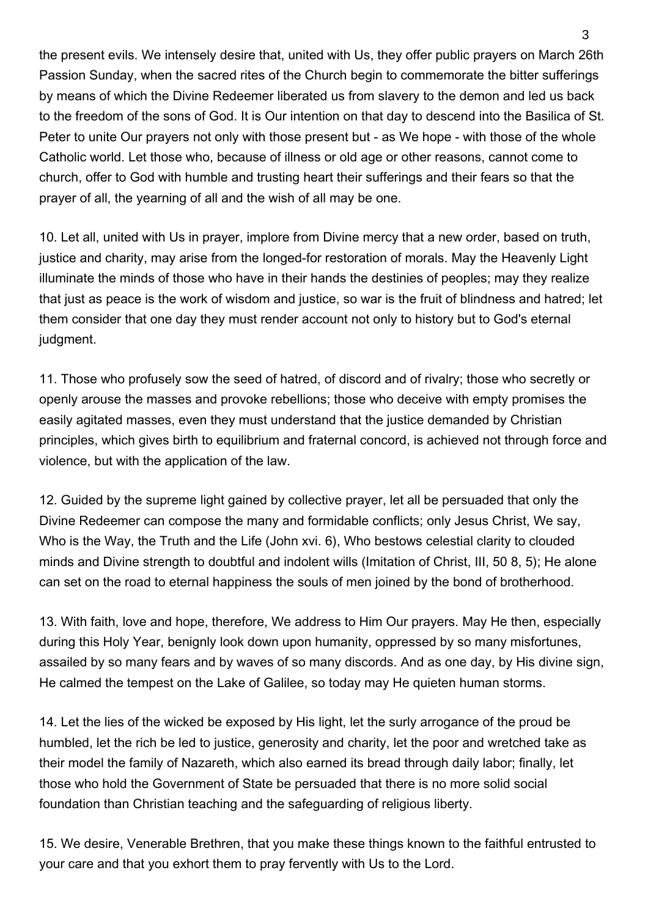the present evils. We intensely desire that, united with Us, they offer public prayers on March 26th Passion Sunday, when the sacred rites of the Church begin to commemorate the bitter sufferings by means of which the Divine Redeemer liberated us from slavery to the demon and led us back to the freedom of the sons of God. It is Our intention on that day to descend into the Basilica of St. Peter to unite Our prayers not only with those present but - as We hope - with those of the whole Catholic world. Let those who, because of illness or old age or other reasons, cannot come to church, offer to God with humble and trusting heart their sufferings and their fears so that the prayer of all, the yearning of all and the wish of all may be one.

10. Let all, united with Us in prayer, implore from Divine mercy that a new order, based on truth, justice and charity, may arise from the longed-for restoration of morals. May the Heavenly Light illuminate the minds of those who have in their hands the destinies of peoples; may they realize that just as peace is the work of wisdom and justice, so war is the fruit of blindness and hatred; let them consider that one day they must render account not only to history but to God's eternal judgment.

11. Those who profusely sow the seed of hatred, of discord and of rivalry; those who secretly or openly arouse the masses and provoke rebellions; those who deceive with empty promises the easily agitated masses, even they must understand that the justice demanded by Christian principles, which gives birth to equilibrium and fraternal concord, is achieved not through force and violence, but with the application of the law.

12. Guided by the supreme light gained by collective prayer, let all be persuaded that only the Divine Redeemer can compose the many and formidable conflicts; only Jesus Christ, We say, Who is the Way, the Truth and the Life (John xvi. 6), Who bestows celestial clarity to clouded minds and Divine strength to doubtful and indolent wills (Imitation of Christ, III, 50 8, 5); He alone can set on the road to eternal happiness the souls of men joined by the bond of brotherhood.

13. With faith, love and hope, therefore, We address to Him Our prayers. May He then, especially during this Holy Year, benignly look down upon humanity, oppressed by so many misfortunes, assailed by so many fears and by waves of so many discords. And as one day, by His divine sign, He calmed the tempest on the Lake of Galilee, so today may He quieten human storms.

14. Let the lies of the wicked be exposed by His light, let the surly arrogance of the proud be humbled, let the rich be led to justice, generosity and charity, let the poor and wretched take as their model the family of Nazareth, which also earned its bread through daily labor; finally, let those who hold the Government of State be persuaded that there is no more solid social foundation than Christian teaching and the safeguarding of religious liberty.

15. We desire, Venerable Brethren, that you make these things known to the faithful entrusted to your care and that you exhort them to pray fervently with Us to the Lord.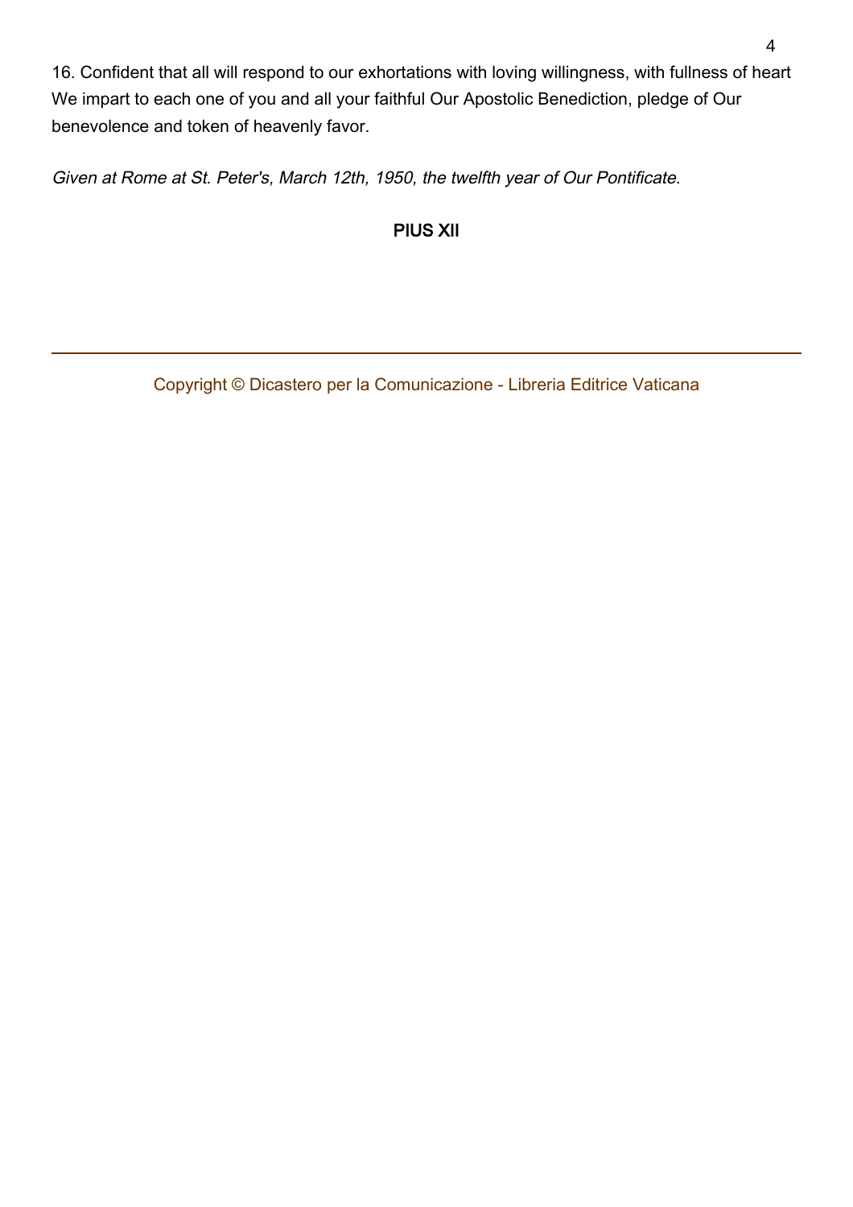16. Confident that all will respond to our exhortations with loving willingness, with fullness of heart We impart to each one of you and all your faithful Our Apostolic Benediction, pledge of Our benevolence and token of heavenly favor.

*Given at Rome at St. Peter's, March 12th, 1950, the twelfth year of Our Pontificate.*

**PIUS XII**

---

Copyright © Dicastero per la Comunicazione - Libreria Editrice Vaticana